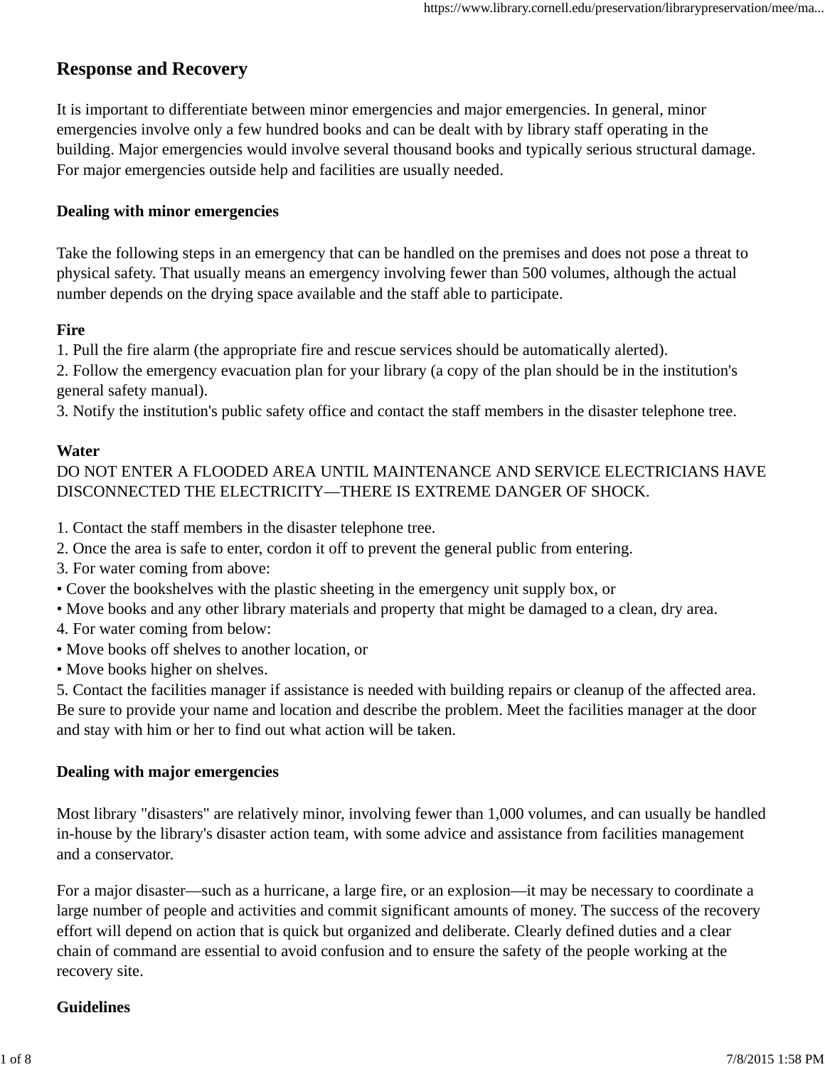## Response and Recovery

It is important to differentiate between minor emergencies and major emergencies. In general, minor emergencies involve only a few hundred books and can be dealt with by library staff operating in the building. Major emergencies would involve several thousand books and typically serious structural damage. For major emergencies outside help and facilities are usually needed.

### Dealing with minor emergencies

Take the following steps in an emergency that can be handled on the premises and does not pose a threat to physical safety. That usually means an emergency involving fewer than 500 volumes, although the actual number depends on the drying space available and the staff able to participate.

**Fire**

1. Pull the fire alarm (the appropriate fire and rescue services should be automatically alerted).
2. Follow the emergency evacuation plan for your library (a copy of the plan should be in the institution's general safety manual).
3. Notify the institution's public safety office and contact the staff members in the disaster telephone tree.

**Water**

DO NOT ENTER A FLOODED AREA UNTIL MAINTENANCE AND SERVICE ELECTRICIANS HAVE DISCONNECTED THE ELECTRICITY—THERE IS EXTREME DANGER OF SHOCK.

1. Contact the staff members in the disaster telephone tree.
2. Once the area is safe to enter, cordon it off to prevent the general public from entering.
3. For water coming from above:
   - Cover the bookshelves with the plastic sheeting in the emergency unit supply box, or
   - Move books and any other library materials and property that might be damaged to a clean, dry area.
4. For water coming from below:
   - Move books off shelves to another location, or
   - Move books higher on shelves.
5. Contact the facilities manager if assistance is needed with building repairs or cleanup of the affected area. Be sure to provide your name and location and describe the problem. Meet the facilities manager at the door and stay with him or her to find out what action will be taken.

### Dealing with major emergencies

Most library "disasters" are relatively minor, involving fewer than 1,000 volumes, and can usually be handled in-house by the library's disaster action team, with some advice and assistance from facilities management and a conservator.

For a major disaster—such as a hurricane, a large fire, or an explosion—it may be necessary to coordinate a large number of people and activities and commit significant amounts of money. The success of the recovery effort will depend on action that is quick but organized and deliberate. Clearly defined duties and a clear chain of command are essential to avoid confusion and to ensure the safety of the people working at the recovery site.

**Guidelines**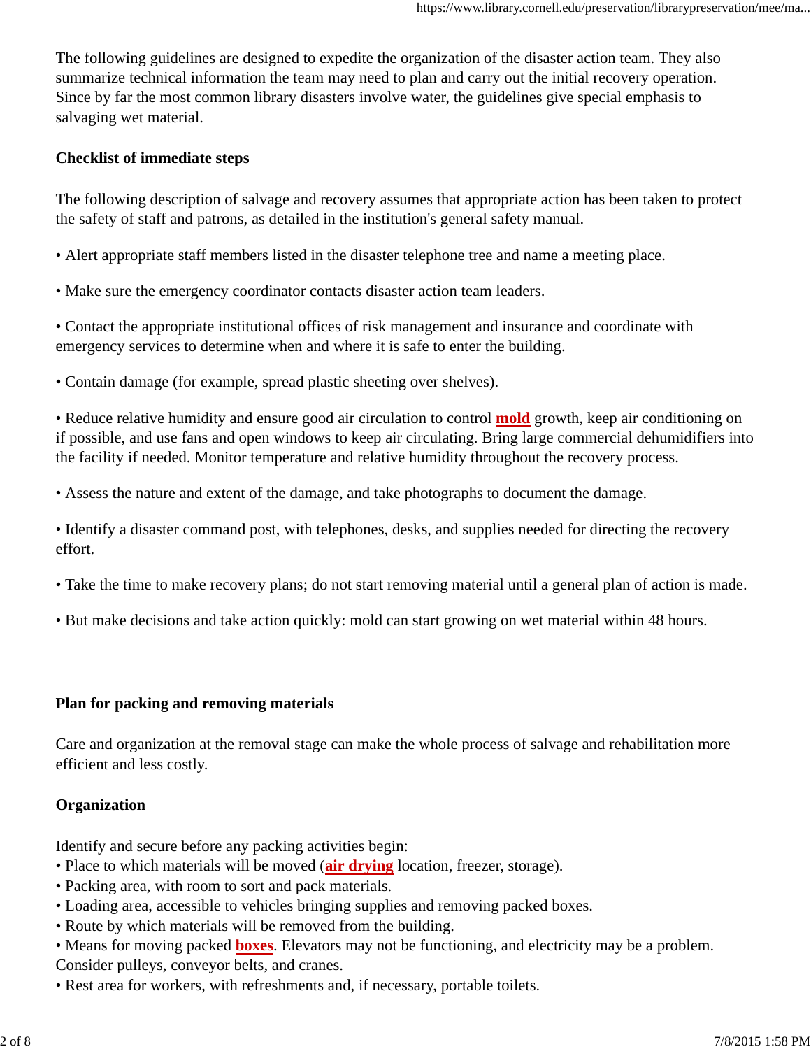The following guidelines are designed to expedite the organization of the disaster action team. They also summarize technical information the team may need to plan and carry out the initial recovery operation. Since by far the most common library disasters involve water, the guidelines give special emphasis to salvaging wet material.

**Checklist of immediate steps**

The following description of salvage and recovery assumes that appropriate action has been taken to protect the safety of staff and patrons, as detailed in the institution's general safety manual.

- Alert appropriate staff members listed in the disaster telephone tree and name a meeting place.
- Make sure the emergency coordinator contacts disaster action team leaders.
- Contact the appropriate institutional offices of risk management and insurance and coordinate with emergency services to determine when and where it is safe to enter the building.
- Contain damage (for example, spread plastic sheeting over shelves).
- Reduce relative humidity and ensure good air circulation to control **mold** growth, keep air conditioning on if possible, and use fans and open windows to keep air circulating. Bring large commercial dehumidifiers into the facility if needed. Monitor temperature and relative humidity throughout the recovery process.
- Assess the nature and extent of the damage, and take photographs to document the damage.
- Identify a disaster command post, with telephones, desks, and supplies needed for directing the recovery effort.
- Take the time to make recovery plans; do not start removing material until a general plan of action is made.
- But make decisions and take action quickly: mold can start growing on wet material within 48 hours.

**Plan for packing and removing materials**

Care and organization at the removal stage can make the whole process of salvage and rehabilitation more efficient and less costly.

**Organization**

Identify and secure before any packing activities begin:

- Place to which materials will be moved (**air drying** location, freezer, storage).
- Packing area, with room to sort and pack materials.
- Loading area, accessible to vehicles bringing supplies and removing packed boxes.
- Route by which materials will be removed from the building.
- Means for moving packed **boxes**. Elevators may not be functioning, and electricity may be a problem. Consider pulleys, conveyor belts, and cranes.
- Rest area for workers, with refreshments and, if necessary, portable toilets.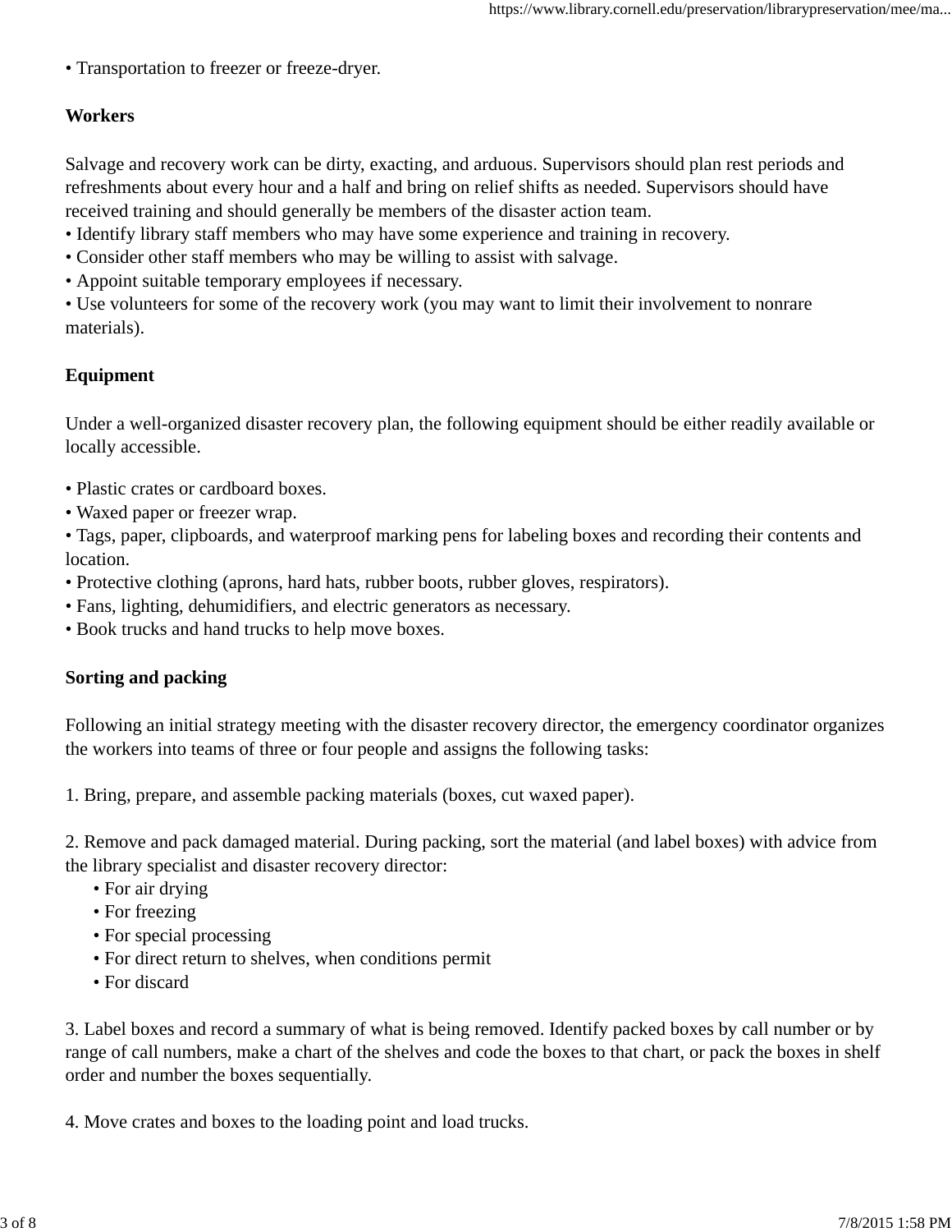- Transportation to freezer or freeze-dryer.

**Workers**

Salvage and recovery work can be dirty, exacting, and arduous. Supervisors should plan rest periods and refreshments about every hour and a half and bring on relief shifts as needed. Supervisors should have received training and should generally be members of the disaster action team.

- Identify library staff members who may have some experience and training in recovery.
- Consider other staff members who may be willing to assist with salvage.
- Appoint suitable temporary employees if necessary.
- Use volunteers for some of the recovery work (you may want to limit their involvement to nonrare materials).

**Equipment**

Under a well-organized disaster recovery plan, the following equipment should be either readily available or locally accessible.

- Plastic crates or cardboard boxes.
- Waxed paper or freezer wrap.
- Tags, paper, clipboards, and waterproof marking pens for labeling boxes and recording their contents and location.
- Protective clothing (aprons, hard hats, rubber boots, rubber gloves, respirators).
- Fans, lighting, dehumidifiers, and electric generators as necessary.
- Book trucks and hand trucks to help move boxes.

**Sorting and packing**

Following an initial strategy meeting with the disaster recovery director, the emergency coordinator organizes the workers into teams of three or four people and assigns the following tasks:

1. Bring, prepare, and assemble packing materials (boxes, cut waxed paper).

2. Remove and pack damaged material. During packing, sort the material (and label boxes) with advice from the library specialist and disaster recovery director:
    - For air drying
    - For freezing
    - For special processing
    - For direct return to shelves, when conditions permit
    - For discard

3. Label boxes and record a summary of what is being removed. Identify packed boxes by call number or by range of call numbers, make a chart of the shelves and code the boxes to that chart, or pack the boxes in shelf order and number the boxes sequentially.

4. Move crates and boxes to the loading point and load trucks.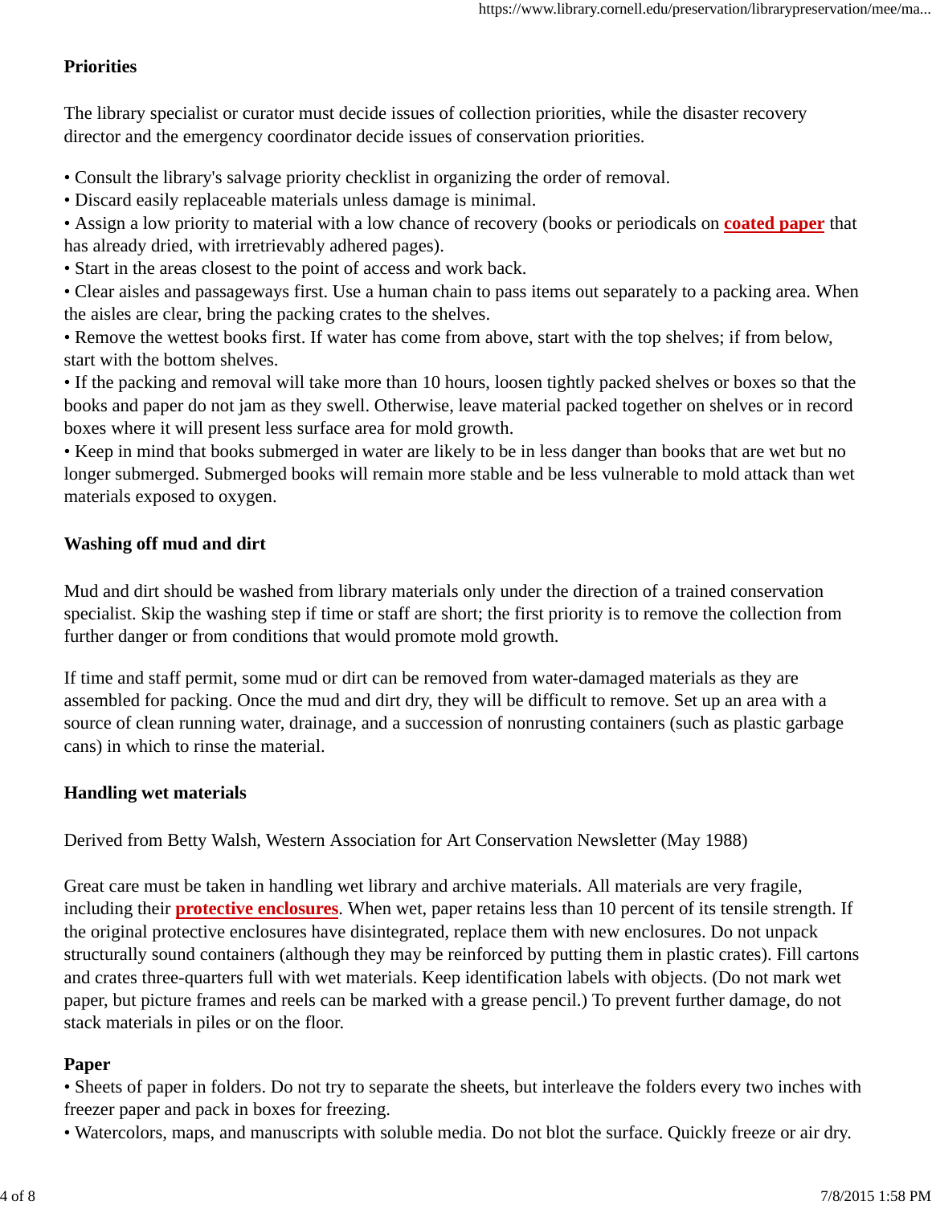**Priorities**

The library specialist or curator must decide issues of collection priorities, while the disaster recovery director and the emergency coordinator decide issues of conservation priorities.

- Consult the library's salvage priority checklist in organizing the order of removal.
- Discard easily replaceable materials unless damage is minimal.
- Assign a low priority to material with a low chance of recovery (books or periodicals on **coated paper** that has already dried, with irretrievably adhered pages).
- Start in the areas closest to the point of access and work back.
- Clear aisles and passageways first. Use a human chain to pass items out separately to a packing area. When the aisles are clear, bring the packing crates to the shelves.
- Remove the wettest books first. If water has come from above, start with the top shelves; if from below, start with the bottom shelves.
- If the packing and removal will take more than 10 hours, loosen tightly packed shelves or boxes so that the books and paper do not jam as they swell. Otherwise, leave material packed together on shelves or in record boxes where it will present less surface area for mold growth.
- Keep in mind that books submerged in water are likely to be in less danger than books that are wet but no longer submerged. Submerged books will remain more stable and be less vulnerable to mold attack than wet materials exposed to oxygen.

**Washing off mud and dirt**

Mud and dirt should be washed from library materials only under the direction of a trained conservation specialist. Skip the washing step if time or staff are short; the first priority is to remove the collection from further danger or from conditions that would promote mold growth.

If time and staff permit, some mud or dirt can be removed from water-damaged materials as they are assembled for packing. Once the mud and dirt dry, they will be difficult to remove. Set up an area with a source of clean running water, drainage, and a succession of nonrusting containers (such as plastic garbage cans) in which to rinse the material.

**Handling wet materials**

Derived from Betty Walsh, Western Association for Art Conservation Newsletter (May 1988)

Great care must be taken in handling wet library and archive materials. All materials are very fragile, including their **protective enclosures**. When wet, paper retains less than 10 percent of its tensile strength. If the original protective enclosures have disintegrated, replace them with new enclosures. Do not unpack structurally sound containers (although they may be reinforced by putting them in plastic crates). Fill cartons and crates three-quarters full with wet materials. Keep identification labels with objects. (Do not mark wet paper, but picture frames and reels can be marked with a grease pencil.) To prevent further damage, do not stack materials in piles or on the floor.

**Paper**

- Sheets of paper in folders. Do not try to separate the sheets, but interleave the folders every two inches with freezer paper and pack in boxes for freezing.
- Watercolors, maps, and manuscripts with soluble media. Do not blot the surface. Quickly freeze or air dry.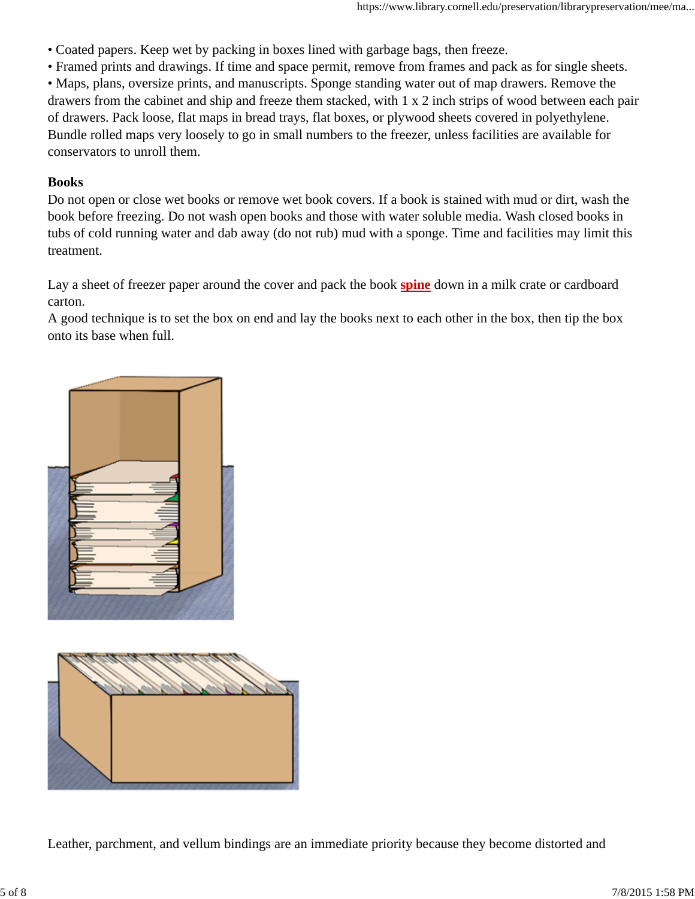- Coated papers. Keep wet by packing in boxes lined with garbage bags, then freeze.
- Framed prints and drawings. If time and space permit, remove from frames and pack as for single sheets.
- Maps, plans, oversize prints, and manuscripts. Sponge standing water out of map drawers. Remove the drawers from the cabinet and ship and freeze them stacked, with 1 x 2 inch strips of wood between each pair of drawers. Pack loose, flat maps in bread trays, flat boxes, or plywood sheets covered in polyethylene. Bundle rolled maps very loosely to go in small numbers to the freezer, unless facilities are available for conservators to unroll them.

**Books**

Do not open or close wet books or remove wet book covers. If a book is stained with mud or dirt, wash the book before freezing. Do not wash open books and those with water soluble media. Wash closed books in tubs of cold running water and dab away (do not rub) mud with a sponge. Time and facilities may limit this treatment.

Lay a sheet of freezer paper around the cover and pack the book **spine** down in a milk crate or cardboard carton.

A good technique is to set the box on end and lay the books next to each other in the box, then tip the box onto its base when full.

Leather, parchment, and vellum bindings are an immediate priority because they become distorted and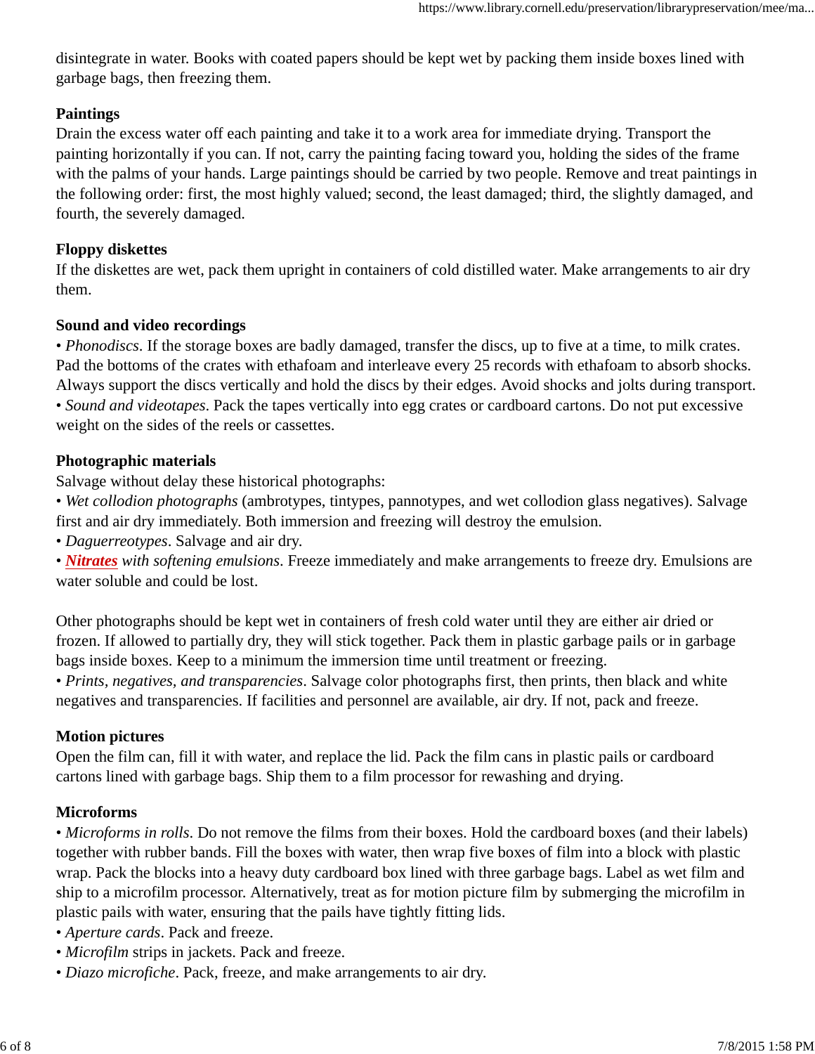disintegrate in water. Books with coated papers should be kept wet by packing them inside boxes lined with garbage bags, then freezing them.

**Paintings**

Drain the excess water off each painting and take it to a work area for immediate drying. Transport the painting horizontally if you can. If not, carry the painting facing toward you, holding the sides of the frame with the palms of your hands. Large paintings should be carried by two people. Remove and treat paintings in the following order: first, the most highly valued; second, the least damaged; third, the slightly damaged, and fourth, the severely damaged.

**Floppy diskettes**

If the diskettes are wet, pack them upright in containers of cold distilled water. Make arrangements to air dry them.

**Sound and video recordings**

• *Phonodiscs*. If the storage boxes are badly damaged, transfer the discs, up to five at a time, to milk crates. Pad the bottoms of the crates with ethafoam and interleave every 25 records with ethafoam to absorb shocks. Always support the discs vertically and hold the discs by their edges. Avoid shocks and jolts during transport.
• *Sound and videotapes*. Pack the tapes vertically into egg crates or cardboard cartons. Do not put excessive weight on the sides of the reels or cassettes.

**Photographic materials**

Salvage without delay these historical photographs:
• *Wet collodion photographs* (ambrotypes, tintypes, pannotypes, and wet collodion glass negatives). Salvage first and air dry immediately. Both immersion and freezing will destroy the emulsion.
• *Daguerreotypes*. Salvage and air dry.
• ***Nitrates*** *with softening emulsions*. Freeze immediately and make arrangements to freeze dry. Emulsions are water soluble and could be lost.

Other photographs should be kept wet in containers of fresh cold water until they are either air dried or frozen. If allowed to partially dry, they will stick together. Pack them in plastic garbage pails or in garbage bags inside boxes. Keep to a minimum the immersion time until treatment or freezing.
• *Prints, negatives, and transparencies*. Salvage color photographs first, then prints, then black and white negatives and transparencies. If facilities and personnel are available, air dry. If not, pack and freeze.

**Motion pictures**

Open the film can, fill it with water, and replace the lid. Pack the film cans in plastic pails or cardboard cartons lined with garbage bags. Ship them to a film processor for rewashing and drying.

**Microforms**

• *Microforms in rolls*. Do not remove the films from their boxes. Hold the cardboard boxes (and their labels) together with rubber bands. Fill the boxes with water, then wrap five boxes of film into a block with plastic wrap. Pack the blocks into a heavy duty cardboard box lined with three garbage bags. Label as wet film and ship to a microfilm processor. Alternatively, treat as for motion picture film by submerging the microfilm in plastic pails with water, ensuring that the pails have tightly fitting lids.
• *Aperture cards*. Pack and freeze.
• *Microfilm* strips in jackets. Pack and freeze.
• *Diazo microfiche*. Pack, freeze, and make arrangements to air dry.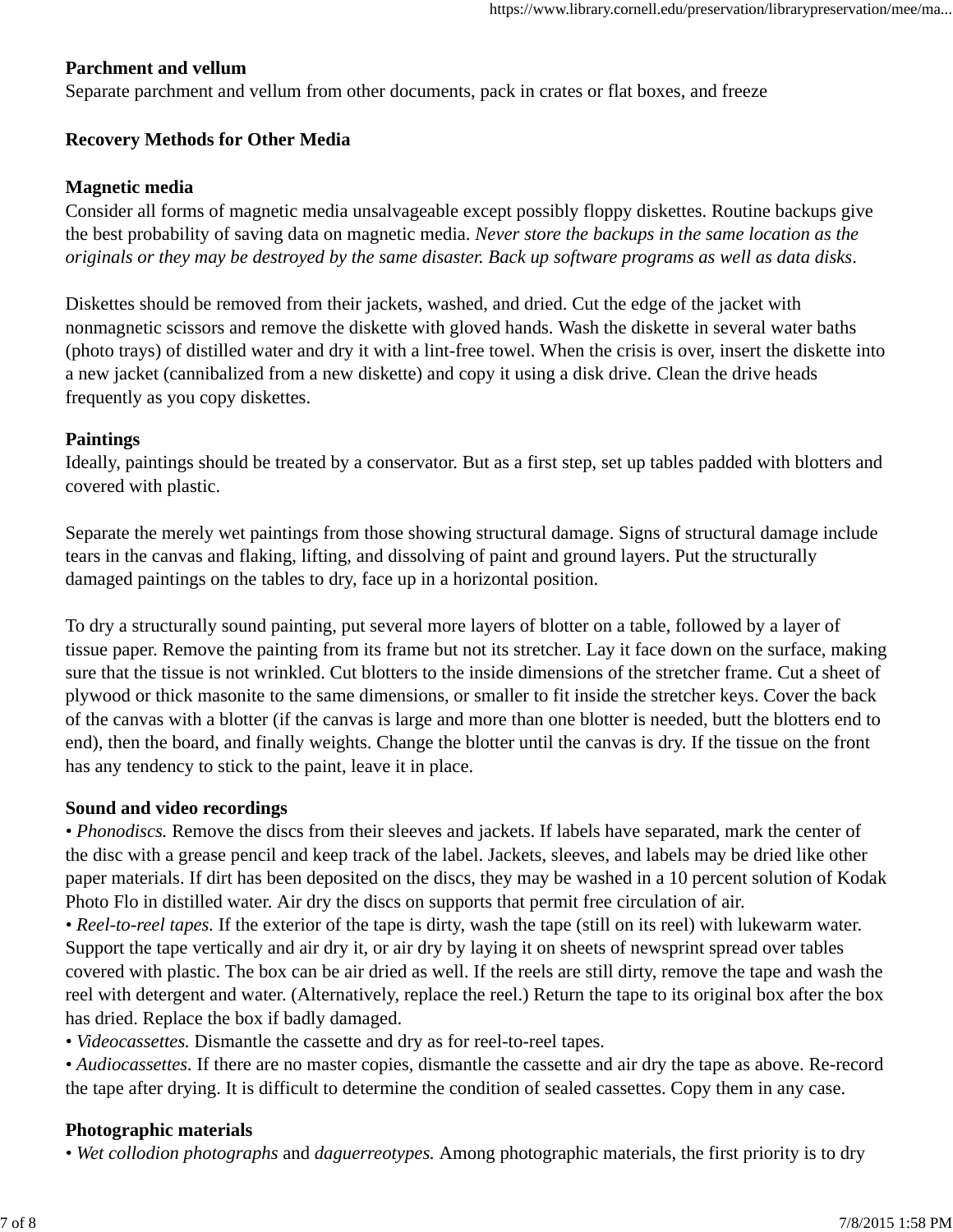**Parchment and vellum**
Separate parchment and vellum from other documents, pack in crates or flat boxes, and freeze

## Recovery Methods for Other Media

**Magnetic media**
Consider all forms of magnetic media unsalvageable except possibly floppy diskettes. Routine backups give the best probability of saving data on magnetic media. *Never store the backups in the same location as the originals or they may be destroyed by the same disaster. Back up software programs as well as data disks*.

Diskettes should be removed from their jackets, washed, and dried. Cut the edge of the jacket with nonmagnetic scissors and remove the diskette with gloved hands. Wash the diskette in several water baths (photo trays) of distilled water and dry it with a lint-free towel. When the crisis is over, insert the diskette into a new jacket (cannibalized from a new diskette) and copy it using a disk drive. Clean the drive heads frequently as you copy diskettes.

**Paintings**
Ideally, paintings should be treated by a conservator. But as a first step, set up tables padded with blotters and covered with plastic.

Separate the merely wet paintings from those showing structural damage. Signs of structural damage include tears in the canvas and flaking, lifting, and dissolving of paint and ground layers. Put the structurally damaged paintings on the tables to dry, face up in a horizontal position.

To dry a structurally sound painting, put several more layers of blotter on a table, followed by a layer of tissue paper. Remove the painting from its frame but not its stretcher. Lay it face down on the surface, making sure that the tissue is not wrinkled. Cut blotters to the inside dimensions of the stretcher frame. Cut a sheet of plywood or thick masonite to the same dimensions, or smaller to fit inside the stretcher keys. Cover the back of the canvas with a blotter (if the canvas is large and more than one blotter is needed, butt the blotters end to end), then the board, and finally weights. Change the blotter until the canvas is dry. If the tissue on the front has any tendency to stick to the paint, leave it in place.

**Sound and video recordings**
• *Phonodiscs.* Remove the discs from their sleeves and jackets. If labels have separated, mark the center of the disc with a grease pencil and keep track of the label. Jackets, sleeves, and labels may be dried like other paper materials. If dirt has been deposited on the discs, they may be washed in a 10 percent solution of Kodak Photo Flo in distilled water. Air dry the discs on supports that permit free circulation of air.
• *Reel-to-reel tapes.* If the exterior of the tape is dirty, wash the tape (still on its reel) with lukewarm water. Support the tape vertically and air dry it, or air dry by laying it on sheets of newsprint spread over tables covered with plastic. The box can be air dried as well. If the reels are still dirty, remove the tape and wash the reel with detergent and water. (Alternatively, replace the reel.) Return the tape to its original box after the box has dried. Replace the box if badly damaged.
• *Videocassettes.* Dismantle the cassette and dry as for reel-to-reel tapes.
• *Audiocassettes.* If there are no master copies, dismantle the cassette and air dry the tape as above. Re-record the tape after drying. It is difficult to determine the condition of sealed cassettes. Copy them in any case.

**Photographic materials**
• *Wet collodion photographs* and *daguerreotypes.* Among photographic materials, the first priority is to dry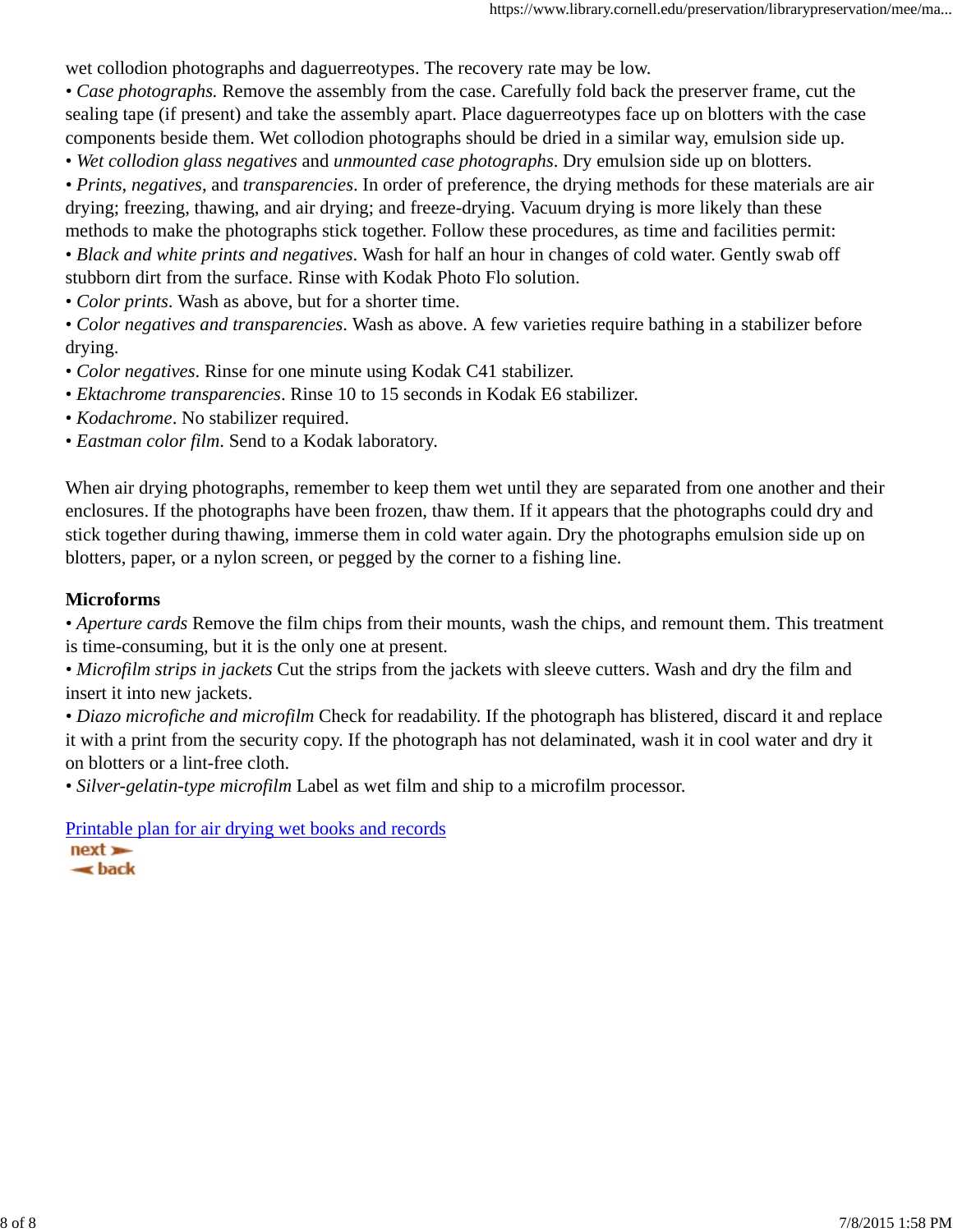wet collodion photographs and daguerreotypes. The recovery rate may be low.

• *Case photographs*. Remove the assembly from the case. Carefully fold back the preserver frame, cut the sealing tape (if present) and take the assembly apart. Place daguerreotypes face up on blotters with the case components beside them. Wet collodion photographs should be dried in a similar way, emulsion side up.

• *Wet collodion glass negatives* and *unmounted case photographs*. Dry emulsion side up on blotters.

• *Prints*, *negatives*, and *transparencies*. In order of preference, the drying methods for these materials are air drying; freezing, thawing, and air drying; and freeze-drying. Vacuum drying is more likely than these methods to make the photographs stick together. Follow these procedures, as time and facilities permit:

• *Black and white prints and negatives*. Wash for half an hour in changes of cold water. Gently swab off stubborn dirt from the surface. Rinse with Kodak Photo Flo solution.

• *Color prints*. Wash as above, but for a shorter time.

• *Color negatives and transparencies*. Wash as above. A few varieties require bathing in a stabilizer before drying.

• *Color negatives*. Rinse for one minute using Kodak C41 stabilizer.

• *Ektachrome transparencies*. Rinse 10 to 15 seconds in Kodak E6 stabilizer.

• *Kodachrome*. No stabilizer required.

• *Eastman color film*. Send to a Kodak laboratory.

When air drying photographs, remember to keep them wet until they are separated from one another and their enclosures. If the photographs have been frozen, thaw them. If it appears that the photographs could dry and stick together during thawing, immerse them in cold water again. Dry the photographs emulsion side up on blotters, paper, or a nylon screen, or pegged by the corner to a fishing line.

**Microforms**

• *Aperture cards* Remove the film chips from their mounts, wash the chips, and remount them. This treatment is time-consuming, but it is the only one at present.

• *Microfilm strips in jackets* Cut the strips from the jackets with sleeve cutters. Wash and dry the film and insert it into new jackets.

• *Diazo microfiche and microfilm* Check for readability. If the photograph has blistered, discard it and replace it with a print from the security copy. If the photograph has not delaminated, wash it in cool water and dry it on blotters or a lint-free cloth.

• *Silver-gelatin-type microfilm* Label as wet film and ship to a microfilm processor.

Printable plan for air drying wet books and records

next

back